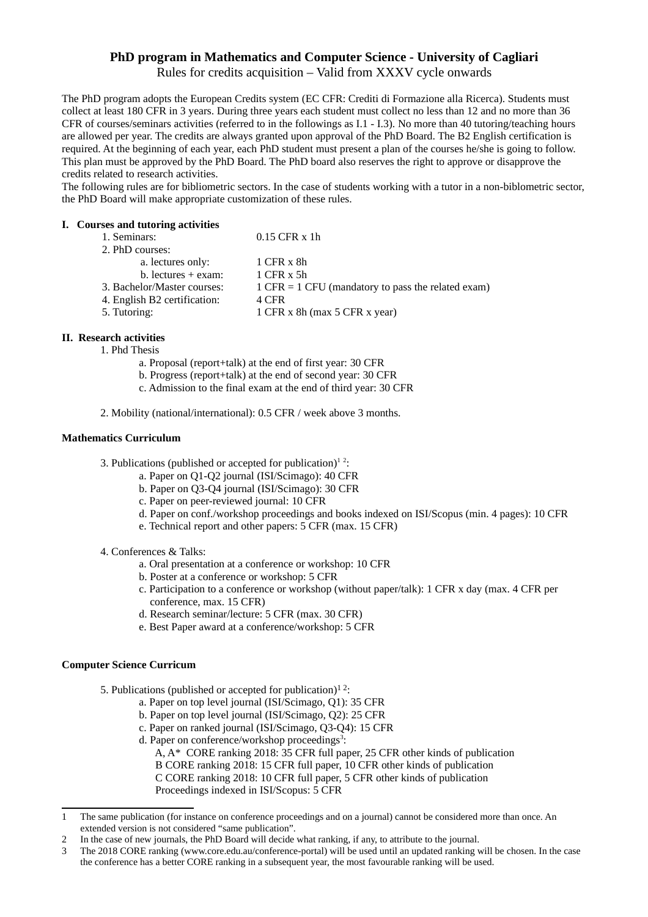# PhD program in Mathematics and Computer Science - University of Cagliari

Rules for credits acquisition – Valid from XXXV cycle onwards

The PhD program adopts the European Credits system (EC CFR: Crediti di Formazione alla Ricerca). Students must collect at least 180 CFR in 3 years. During three years each student must collect no less than 12 and no more than 36 CFR of courses/seminars activities (referred to in the followings as I.1 - I.3). No more than 40 tutoring/teaching hours are allowed per year. The credits are always granted upon approval of the PhD Board. The B2 English certification is required. At the beginning of each year, each PhD student must present a plan of the courses he/she is going to follow. This plan must be approved by the PhD Board. The PhD board also reserves the right to approve or disapprove the credits related to research activities.

The following rules are for bibliometric sectors. In the case of students working with a tutor in a non-biblometric sector, the PhD Board will make appropriate customization of these rules.

## I. Courses and tutoring activities

1. Seminars: 0.15 CFR x 1h
2. PhD courses:
   a. lectures only: 1 CFR x 8h
   b. lectures + exam: 1 CFR x 5h
3. Bachelor/Master courses: 1 CFR = 1 CFU (mandatory to pass the related exam)
4. English B2 certification: 4 CFR
5. Tutoring: 1 CFR x 8h (max 5 CFR x year)

## II. Research activities

1. Phd Thesis
   a. Proposal (report+talk) at the end of first year: 30 CFR
   b. Progress (report+talk) at the end of second year: 30 CFR
   c. Admission to the final exam at the end of third year: 30 CFR

2. Mobility (national/international): 0.5 CFR / week above 3 months.

### Mathematics Curriculum

3. Publications (published or accepted for publication)[1 2]:
   a. Paper on Q1-Q2 journal (ISI/Scimago): 40 CFR
   b. Paper on Q3-Q4 journal (ISI/Scimago): 30 CFR
   c. Paper on peer-reviewed journal: 10 CFR
   d. Paper on conf./workshop proceedings and books indexed on ISI/Scopus (min. 4 pages): 10 CFR
   e. Technical report and other papers: 5 CFR (max. 15 CFR)

4. Conferences & Talks:
   a. Oral presentation at a conference or workshop: 10 CFR
   b. Poster at a conference or workshop: 5 CFR
   c. Participation to a conference or workshop (without paper/talk): 1 CFR x day (max. 4 CFR per conference, max. 15 CFR)
   d. Research seminar/lecture: 5 CFR (max. 30 CFR)
   e. Best Paper award at a conference/workshop: 5 CFR

### Computer Science Curricum

5. Publications (published or accepted for publication)[1 2]:
   a. Paper on top level journal (ISI/Scimago, Q1): 35 CFR
   b. Paper on top level journal (ISI/Scimago, Q2): 25 CFR
   c. Paper on ranked journal (ISI/Scimago, Q3-Q4): 15 CFR
   d. Paper on conference/workshop proceedings[3]:
      A, A* CORE ranking 2018: 35 CFR full paper, 25 CFR other kinds of publication
      B CORE ranking 2018: 15 CFR full paper, 10 CFR other kinds of publication
      C CORE ranking 2018: 10 CFR full paper, 5 CFR other kinds of publication
      Proceedings indexed in ISI/Scopus: 5 CFR

---

1 The same publication (for instance on conference proceedings and on a journal) cannot be considered more than once. An extended version is not considered "same publication".

2 In the case of new journals, the PhD Board will decide what ranking, if any, to attribute to the journal.

3 The 2018 CORE ranking (www.core.edu.au/conference-portal) will be used until an updated ranking will be chosen. In the case the conference has a better CORE ranking in a subsequent year, the most favourable ranking will be used.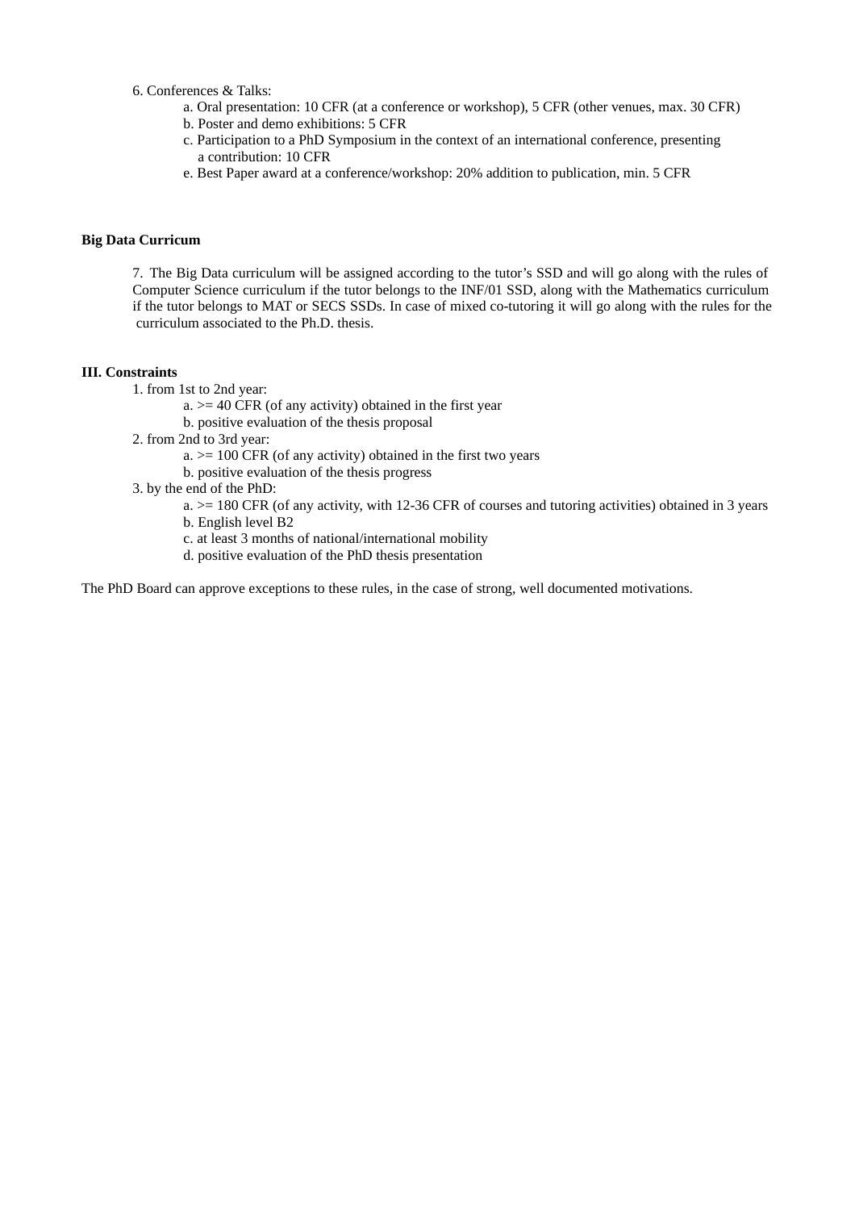6. Conferences & Talks:
    a. Oral presentation: 10 CFR (at a conference or workshop), 5 CFR (other venues, max. 30 CFR)
    b. Poster and demo exhibitions: 5 CFR
    c. Participation to a PhD Symposium in the context of an international conference, presenting a contribution: 10 CFR
    e. Best Paper award at a conference/workshop: 20% addition to publication, min. 5 CFR

**Big Data Curricum**

7. The Big Data curriculum will be assigned according to the tutor's SSD and will go along with the rules of Computer Science curriculum if the tutor belongs to the INF/01 SSD, along with the Mathematics curriculum if the tutor belongs to MAT or SECS SSDs. In case of mixed co-tutoring it will go along with the rules for the curriculum associated to the Ph.D. thesis.

**III. Constraints**

1. from 1st to 2nd year:
    a. >= 40 CFR (of any activity) obtained in the first year
    b. positive evaluation of the thesis proposal
2. from 2nd to 3rd year:
    a. >= 100 CFR (of any activity) obtained in the first two years
    b. positive evaluation of the thesis progress
3. by the end of the PhD:
    a. >= 180 CFR (of any activity, with 12-36 CFR of courses and tutoring activities) obtained in 3 years
    b. English level B2
    c. at least 3 months of national/international mobility
    d. positive evaluation of the PhD thesis presentation

The PhD Board can approve exceptions to these rules, in the case of strong, well documented motivations.